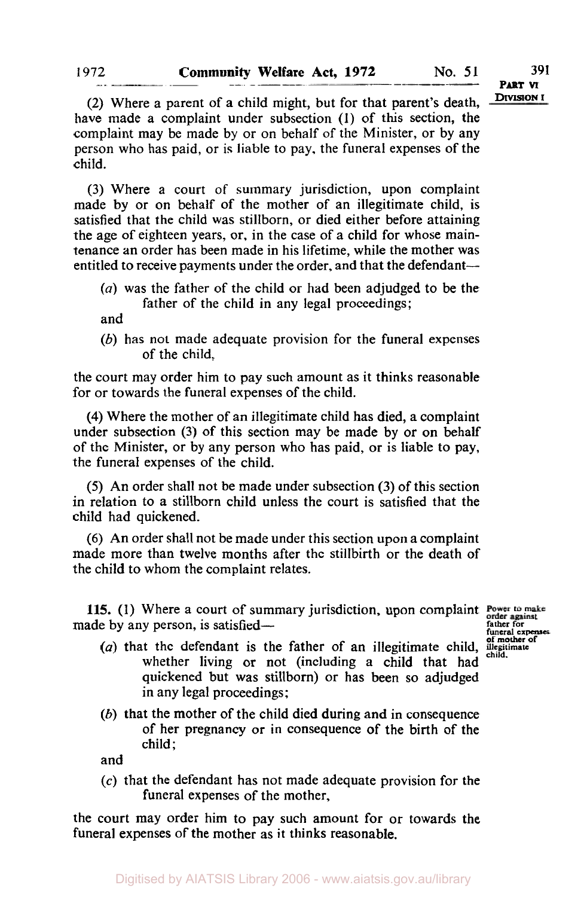(2) Where a parent of a child might, but for that parent's death, have made a complaint under subsection (1) of this section, the complaint may be made by or on behalf of the Minister, or by any person who has paid, or is liable to pay, the funeral expenses of the child.

(3) Where a court of summary jurisdiction, upon complaint made by or on behalf of the mother of an illegitimate child, is satisfied that the child was stillborn, or died either before attaining the age of eighteen years, or, in the case of a child for whose maintenance an order has been made in his lifetime, while the mother was entitled to receive payments under the order, and that the defendant—

(*a*) was the father of the child or had been adjudged to be the father of the child in any legal proceedings;

and

(*b*) has not made adequate provision for the funeral expenses of the child,

the court may order him to pay such amount as it thinks reasonable for or towards the funeral expenses of the child.

(4) Where the mother of an illegitimate child has died, a complaint under subsection (3) of this section may be made by or on behalf of the Minister, or by any person who has paid, or is liable to pay, the funeral expenses of the child.

(5) An order shall not be made under subsection (3) of this section in relation to a stillborn child unless the court is satisfied that the child had quickened.

(6) An order shall not be made under this section upon a complaint made more than twelve months after the stillbirth or the death of the child to whom the complaint relates.

Power to make order against father for funeral expenses of mother of illegitimate child.

**115.** (1) Where a court of summary jurisdiction, upon complaint made by any person, is satisfied—

(*a*) that the defendant is the father of an illegitimate child, whether living or not (including a child that had quickened but was stillborn) or has been so adjudged in any legal proceedings;

(*b*) that the mother of the child died during and in consequence of her pregnancy or in consequence of the birth of the child;

and

(*c*) that the defendant has not made adequate provision for the funeral expenses of the mother,

the court may order him to pay such amount for or towards the funeral expenses of the mother as it thinks reasonable.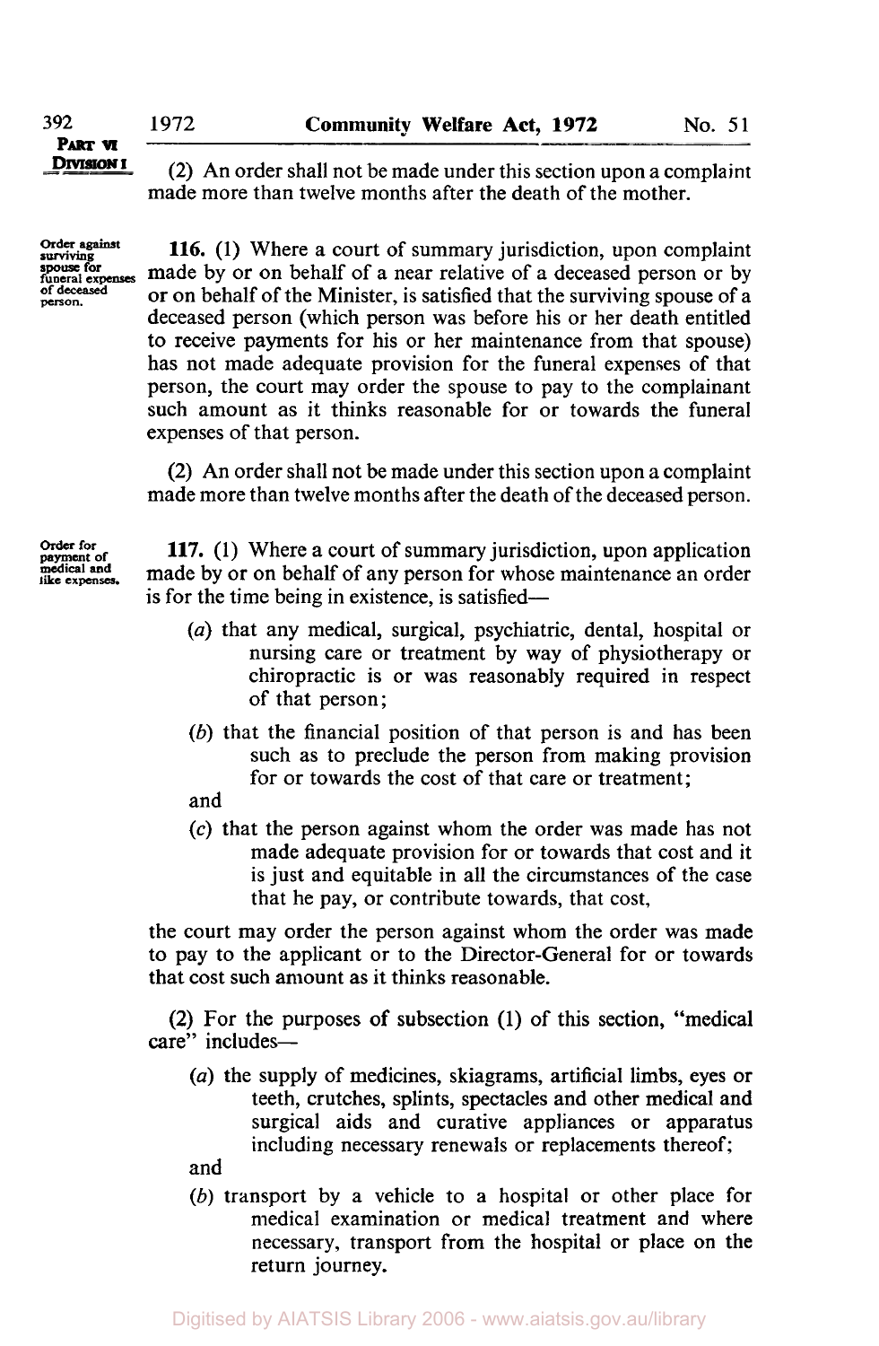(2) An order shall not be made under this section upon a complaint made more than twelve months after the death of the mother.

**Order against surviving spouse for funeral expenses of deceased person.**

**116.** (1) Where a court of summary jurisdiction, upon complaint made by or on behalf of a near relative of a deceased person or by or on behalf of the Minister, is satisfied that the surviving spouse of a deceased person (which person was before his or her death entitled to receive payments for his or her maintenance from that spouse) has not made adequate provision for the funeral expenses of that person, the court may order the spouse to pay to the complainant such amount as it thinks reasonable for or towards the funeral expenses of that person.

(2) An order shall not be made under this section upon a complaint made more than twelve months after the death of the deceased person.

**Order for payment of medical and like expenses.**

**117.** (1) Where a court of summary jurisdiction, upon application made by or on behalf of any person for whose maintenance an order is for the time being in existence, is satisfied—

(*a*) that any medical, surgical, psychiatric, dental, hospital or nursing care or treatment by way of physiotherapy or chiropractic is or was reasonably required in respect of that person;

(*b*) that the financial position of that person is and has been such as to preclude the person from making provision for or towards the cost of that care or treatment;

and

(*c*) that the person against whom the order was made has not made adequate provision for or towards that cost and it is just and equitable in all the circumstances of the case that he pay, or contribute towards, that cost,

the court may order the person against whom the order was made to pay to the applicant or to the Director-General for or towards that cost such amount as it thinks reasonable.

(2) For the purposes of subsection (1) of this section, "medical care" includes—

(*a*) the supply of medicines, skiagrams, artificial limbs, eyes or teeth, crutches, splints, spectacles and other medical and surgical aids and curative appliances or apparatus including necessary renewals or replacements thereof;

and

(*b*) transport by a vehicle to a hospital or other place for medical examination or medical treatment and where necessary, transport from the hospital or place on the return journey.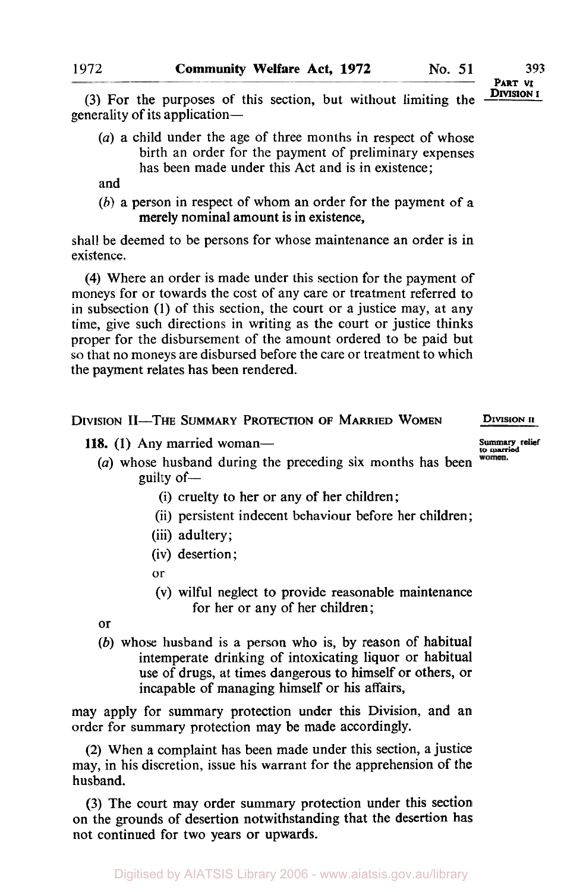(3) For the purposes of this section, but without limiting the generality of its application—

- (*a*) a child under the age of three months in respect of whose birth an order for the payment of preliminary expenses has been made under this Act and is in existence;

and

- (*b*) a person in respect of whom an order for the payment of a merely nominal amount is in existence,

shall be deemed to be persons for whose maintenance an order is in existence.

(4) Where an order is made under this section for the payment of moneys for or towards the cost of any care or treatment referred to in subsection (1) of this section, the court or a justice may, at any time, give such directions in writing as the court or justice thinks proper for the disbursement of the amount ordered to be paid but so that no moneys are disbursed before the care or treatment to which the payment relates has been rendered.

## DIVISION II—THE SUMMARY PROTECTION OF MARRIED WOMEN

*Summary relief to married women.*

**118.** (1) Any married woman—

- (*a*) whose husband during the preceding six months has been guilty of—
  - (i) cruelty to her or any of her children;
  - (ii) persistent indecent behaviour before her children;
  - (iii) adultery;
  - (iv) desertion;

  or

  - (v) wilful neglect to provide reasonable maintenance for her or any of her children;

or

- (*b*) whose husband is a person who is, by reason of habitual intemperate drinking of intoxicating liquor or habitual use of drugs, at times dangerous to himself or others, or incapable of managing himself or his affairs,

may apply for summary protection under this Division, and an order for summary protection may be made accordingly.

(2) When a complaint has been made under this section, a justice may, in his discretion, issue his warrant for the apprehension of the husband.

(3) The court may order summary protection under this section on the grounds of desertion notwithstanding that the desertion has not continued for two years or upwards.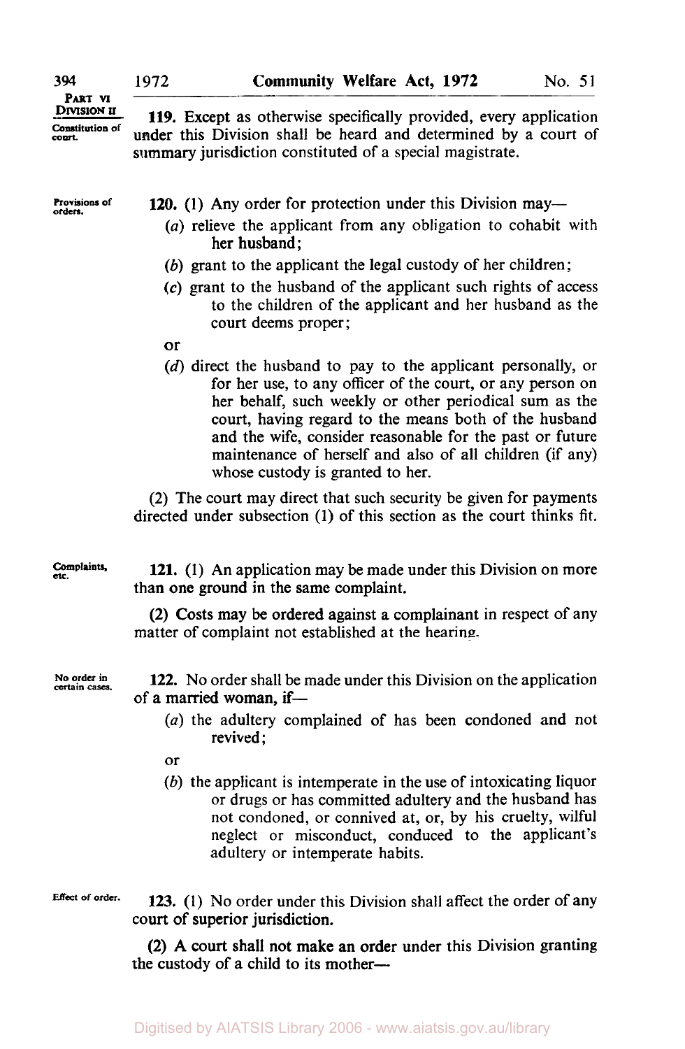**Constitution of court.**

**119.** Except as otherwise specifically provided, every application under this Division shall be heard and determined by a court of summary jurisdiction constituted of a special magistrate.

**Provisions of orders.**

**120.** (1) Any order for protection under this Division may—

(*a*) relieve the applicant from any obligation to cohabit with her husband;

(*b*) grant to the applicant the legal custody of her children;

(*c*) grant to the husband of the applicant such rights of access to the children of the applicant and her husband as the court deems proper;

or

(*d*) direct the husband to pay to the applicant personally, or for her use, to any officer of the court, or any person on her behalf, such weekly or other periodical sum as the court, having regard to the means both of the husband and the wife, consider reasonable for the past or future maintenance of herself and also of all children (if any) whose custody is granted to her.

(2) The court may direct that such security be given for payments directed under subsection (1) of this section as the court thinks fit.

**Complaints, etc.**

**121.** (1) An application may be made under this Division on more than one ground in the same complaint.

(2) Costs may be ordered against a complainant in respect of any matter of complaint not established at the hearing.

**No order in certain cases.**

**122.** No order shall be made under this Division on the application of a married woman, if—

(*a*) the adultery complained of has been condoned and not revived;

or

(*b*) the applicant is intemperate in the use of intoxicating liquor or drugs or has committed adultery and the husband has not condoned, or connived at, or, by his cruelty, wilful neglect or misconduct, conduced to the applicant's adultery or intemperate habits.

**Effect of order.**

**123.** (1) No order under this Division shall affect the order of any court of superior jurisdiction.

(2) A court shall not make an order under this Division granting the custody of a child to its mother—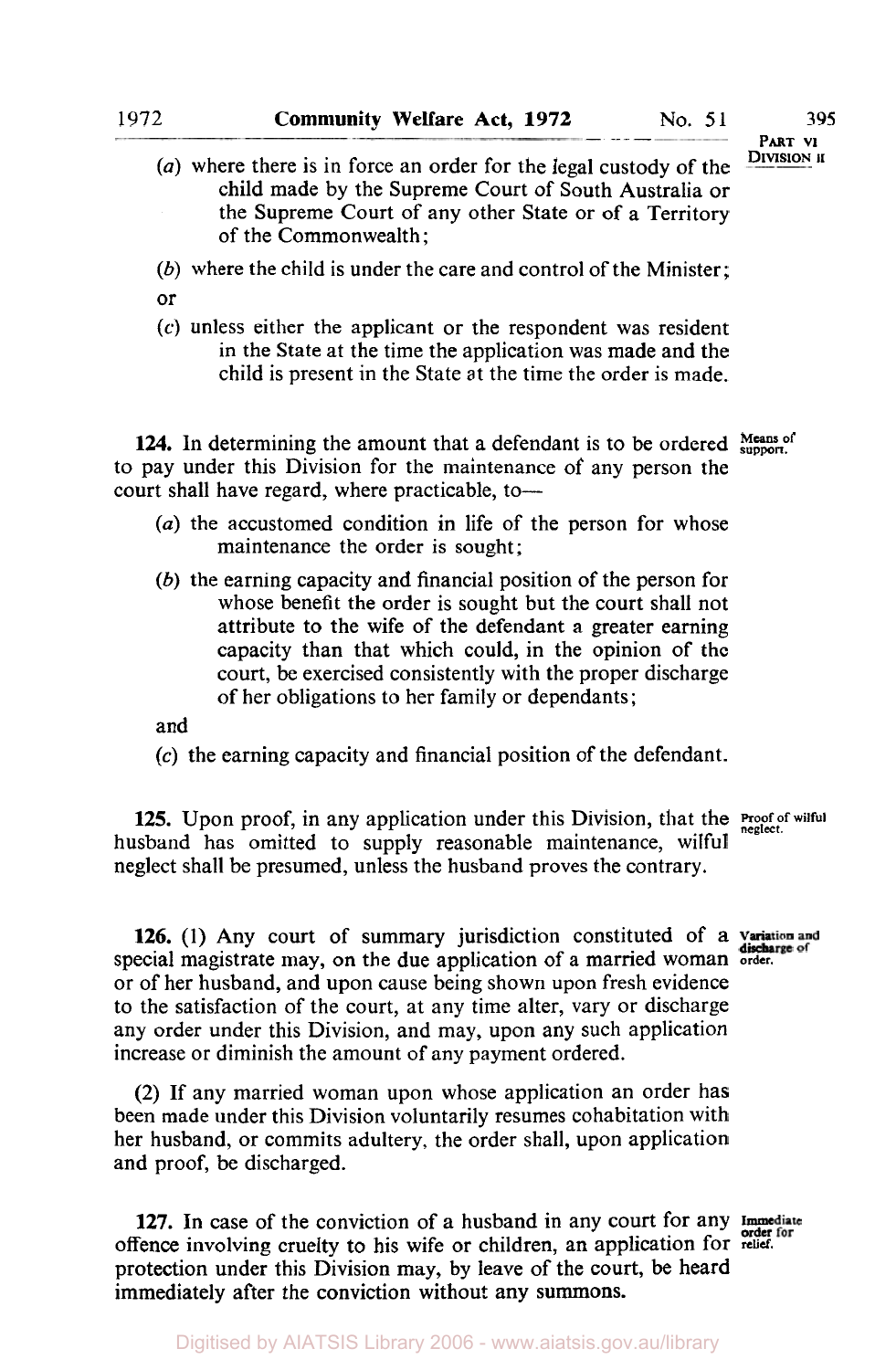(*a*) where there is in force an order for the legal custody of the child made by the Supreme Court of South Australia or the Supreme Court of any other State or of a Territory of the Commonwealth;

(*b*) where the child is under the care and control of the Minister;

or

(*c*) unless either the applicant or the respondent was resident in the State at the time the application was made and the child is present in the State at the time the order is made.

**124.** In determining the amount that a defendant is to be ordered to pay under this Division for the maintenance of any person the court shall have regard, where practicable, to— *Means of support.*

(*a*) the accustomed condition in life of the person for whose maintenance the order is sought;

(*b*) the earning capacity and financial position of the person for whose benefit the order is sought but the court shall not attribute to the wife of the defendant a greater earning capacity than that which could, in the opinion of the court, be exercised consistently with the proper discharge of her obligations to her family or dependants;

and

(*c*) the earning capacity and financial position of the defendant.

**125.** Upon proof, in any application under this Division, that the husband has omitted to supply reasonable maintenance, wilful neglect shall be presumed, unless the husband proves the contrary. *Proof of wilful neglect.*

**126.** (1) Any court of summary jurisdiction constituted of a special magistrate may, on the due application of a married woman or of her husband, and upon cause being shown upon fresh evidence to the satisfaction of the court, at any time alter, vary or discharge any order under this Division, and may, upon any such application increase or diminish the amount of any payment ordered. *Variation and discharge of order.*

(2) If any married woman upon whose application an order has been made under this Division voluntarily resumes cohabitation with her husband, or commits adultery, the order shall, upon application and proof, be discharged.

**127.** In case of the conviction of a husband in any court for any offence involving cruelty to his wife or children, an application for protection under this Division may, by leave of the court, be heard immediately after the conviction without any summons. *Immediate order for relief.*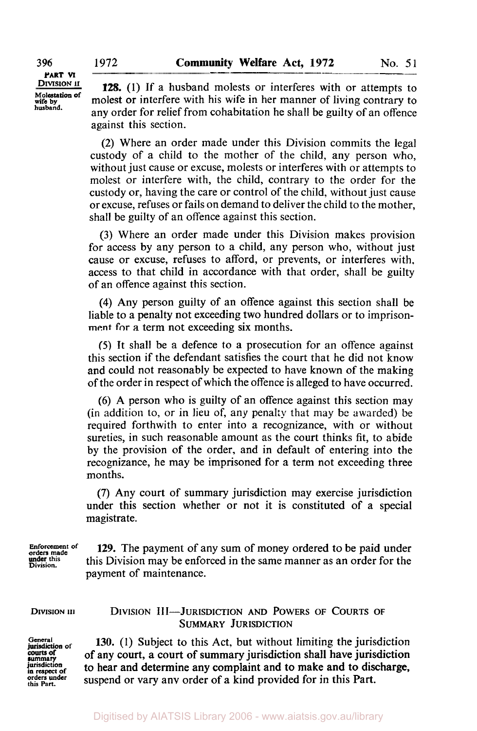**128.** (1) If a husband molests or interferes with or attempts to molest or interfere with his wife in her manner of living contrary to any order for relief from cohabitation he shall be guilty of an offence against this section.

Molestation of wife by husband.

(2) Where an order made under this Division commits the legal custody of a child to the mother of the child, any person who, without just cause or excuse, molests or interferes with or attempts to molest or interfere with, the child, contrary to the order for the custody or, having the care or control of the child, without just cause or excuse, refuses or fails on demand to deliver the child to the mother, shall be guilty of an offence against this section.

(3) Where an order made under this Division makes provision for access by any person to a child, any person who, without just cause or excuse, refuses to afford, or prevents, or interferes with, access to that child in accordance with that order, shall be guilty of an offence against this section.

(4) Any person guilty of an offence against this section shall be liable to a penalty not exceeding two hundred dollars or to imprisonment for a term not exceeding six months.

(5) It shall be a defence to a prosecution for an offence against this section if the defendant satisfies the court that he did not know and could not reasonably be expected to have known of the making of the order in respect of which the offence is alleged to have occurred.

(6) A person who is guilty of an offence against this section may (in addition to, or in lieu of, any penalty that may be awarded) be required forthwith to enter into a recognizance, with or without sureties, in such reasonable amount as the court thinks fit, to abide by the provision of the order, and in default of entering into the recognizance, he may be imprisoned for a term not exceeding three months.

(7) Any court of summary jurisdiction may exercise jurisdiction under this section whether or not it is constituted of a special magistrate.

Enforcement of orders made under this Division.

**129.** The payment of any sum of money ordered to be paid under this Division may be enforced in the same manner as an order for the payment of maintenance.

## DIVISION III—JURISDICTION AND POWERS OF COURTS OF SUMMARY JURISDICTION

General jurisdiction of courts of summary jurisdiction in respect of orders under this Part.

**130. (1) Subject to this Act, but without limiting the jurisdiction of any court, a court of summary jurisdiction shall have jurisdiction to hear and determine any complaint and to make and to discharge, suspend or vary any order of a kind provided for in this Part.**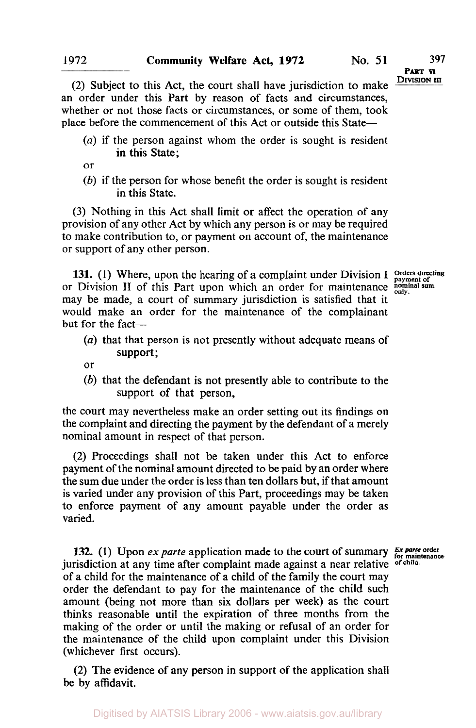(2) Subject to this Act, the court shall have jurisdiction to make an order under this Part by reason of facts and circumstances, whether or not those facts or circumstances, or some of them, took place before the commencement of this Act or outside this State—

(*a*) if the person against whom the order is sought is resident in this State;

or

(*b*) if the person for whose benefit the order is sought is resident in this State.

(3) Nothing in this Act shall limit or affect the operation of any provision of any other Act by which any person is or may be required to make contribution to, or payment on account of, the maintenance or support of any other person.

Orders directing payment of nominal sum only.

**131.** (1) Where, upon the hearing of a complaint under Division I or Division II of this Part upon which an order for maintenance may be made, a court of summary jurisdiction is satisfied that it would make an order for the maintenance of the complainant but for the fact—

(*a*) that that person is not presently without adequate means of support;

or

(*b*) that the defendant is not presently able to contribute to the support of that person,

the court may nevertheless make an order setting out its findings on the complaint and directing the payment by the defendant of a merely nominal amount in respect of that person.

(2) Proceedings shall not be taken under this Act to enforce payment of the nominal amount directed to be paid by an order where the sum due under the order is less than ten dollars but, if that amount is varied under any provision of this Part, proceedings may be taken to enforce payment of any amount payable under the order as varied.

*Ex parte* order for maintenance of child.

**132.** (1) Upon *ex parte* application made to the court of summary jurisdiction at any time after complaint made against a near relative of a child for the maintenance of a child of the family the court may order the defendant to pay for the maintenance of the child such amount (being not more than six dollars per week) as the court thinks reasonable until the expiration of three months from the making of the order or until the making or refusal of an order for the maintenance of the child upon complaint under this Division (whichever first occurs).

(2) The evidence of any person in support of the application shall be by affidavit.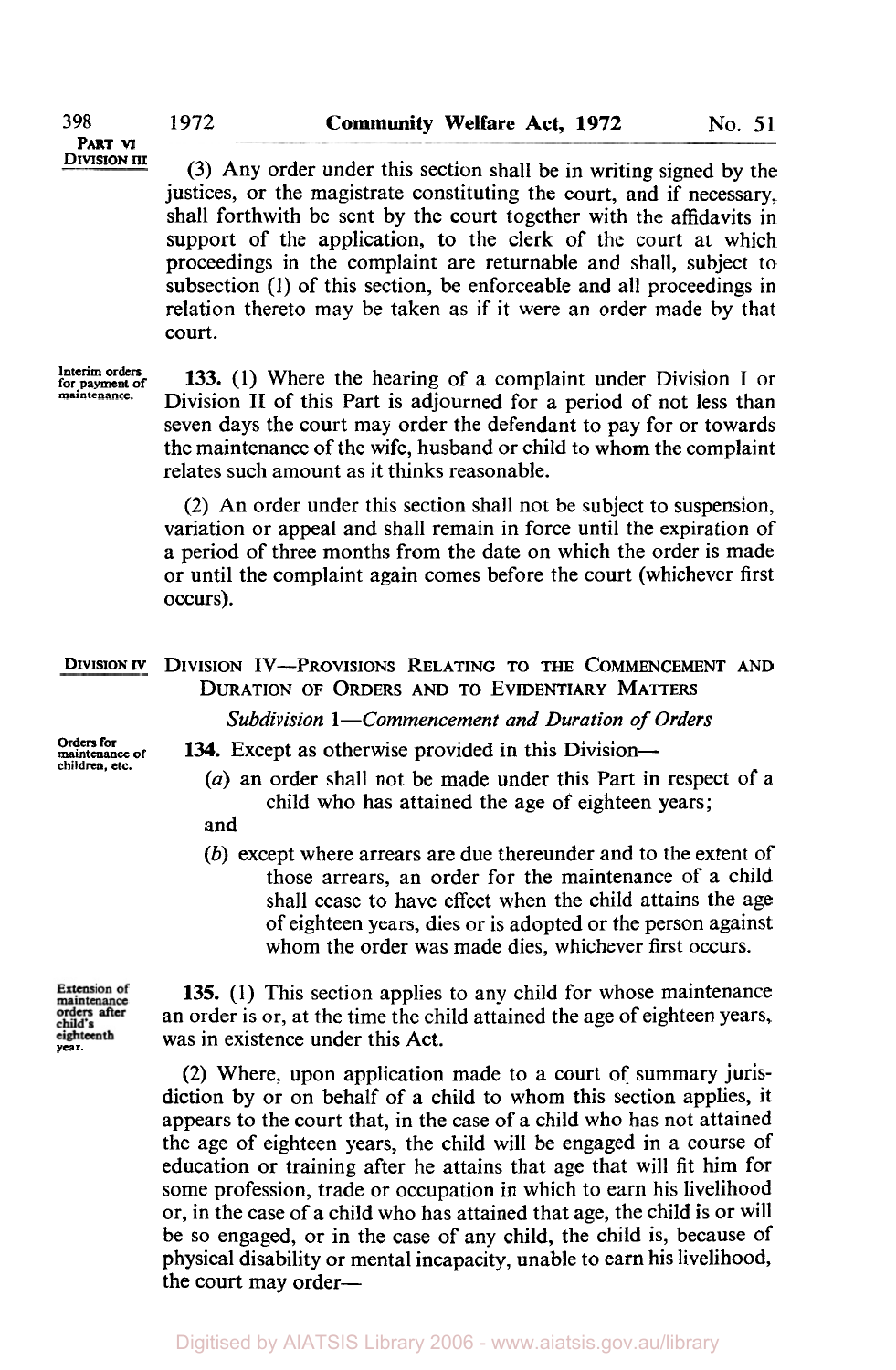(3) Any order under this section shall be in writing signed by the justices, or the magistrate constituting the court, and if necessary, shall forthwith be sent by the court together with the affidavits in support of the application, to the clerk of the court at which proceedings in the complaint are returnable and shall, subject to subsection (1) of this section, be enforceable and all proceedings in relation thereto may be taken as if it were an order made by that court.

Interim orders for payment of maintenance.

**133.** (1) Where the hearing of a complaint under Division I or Division II of this Part is adjourned for a period of not less than seven days the court may order the defendant to pay for or towards the maintenance of the wife, husband or child to whom the complaint relates such amount as it thinks reasonable.

(2) An order under this section shall not be subject to suspension, variation or appeal and shall remain in force until the expiration of a period of three months from the date on which the order is made or until the complaint again comes before the court (whichever first occurs).

## DIVISION IV—PROVISIONS RELATING TO THE COMMENCEMENT AND DURATION OF ORDERS AND TO EVIDENTIARY MATTERS

### *Subdivision 1—Commencement and Duration of Orders*

Orders for maintenance of children, etc.

**134.** Except as otherwise provided in this Division—

(*a*) an order shall not be made under this Part in respect of a child who has attained the age of eighteen years;

and

(*b*) except where arrears are due thereunder and to the extent of those arrears, an order for the maintenance of a child shall cease to have effect when the child attains the age of eighteen years, dies or is adopted or the person against whom the order was made dies, whichever first occurs.

Extension of maintenance orders after child's eighteenth year.

**135.** (1) This section applies to any child for whose maintenance an order is or, at the time the child attained the age of eighteen years, was in existence under this Act.

(2) Where, upon application made to a court of summary jurisdiction by or on behalf of a child to whom this section applies, it appears to the court that, in the case of a child who has not attained the age of eighteen years, the child will be engaged in a course of education or training after he attains that age that will fit him for some profession, trade or occupation in which to earn his livelihood or, in the case of a child who has attained that age, the child is or will be so engaged, or in the case of any child, the child is, because of physical disability or mental incapacity, unable to earn his livelihood, the court may order—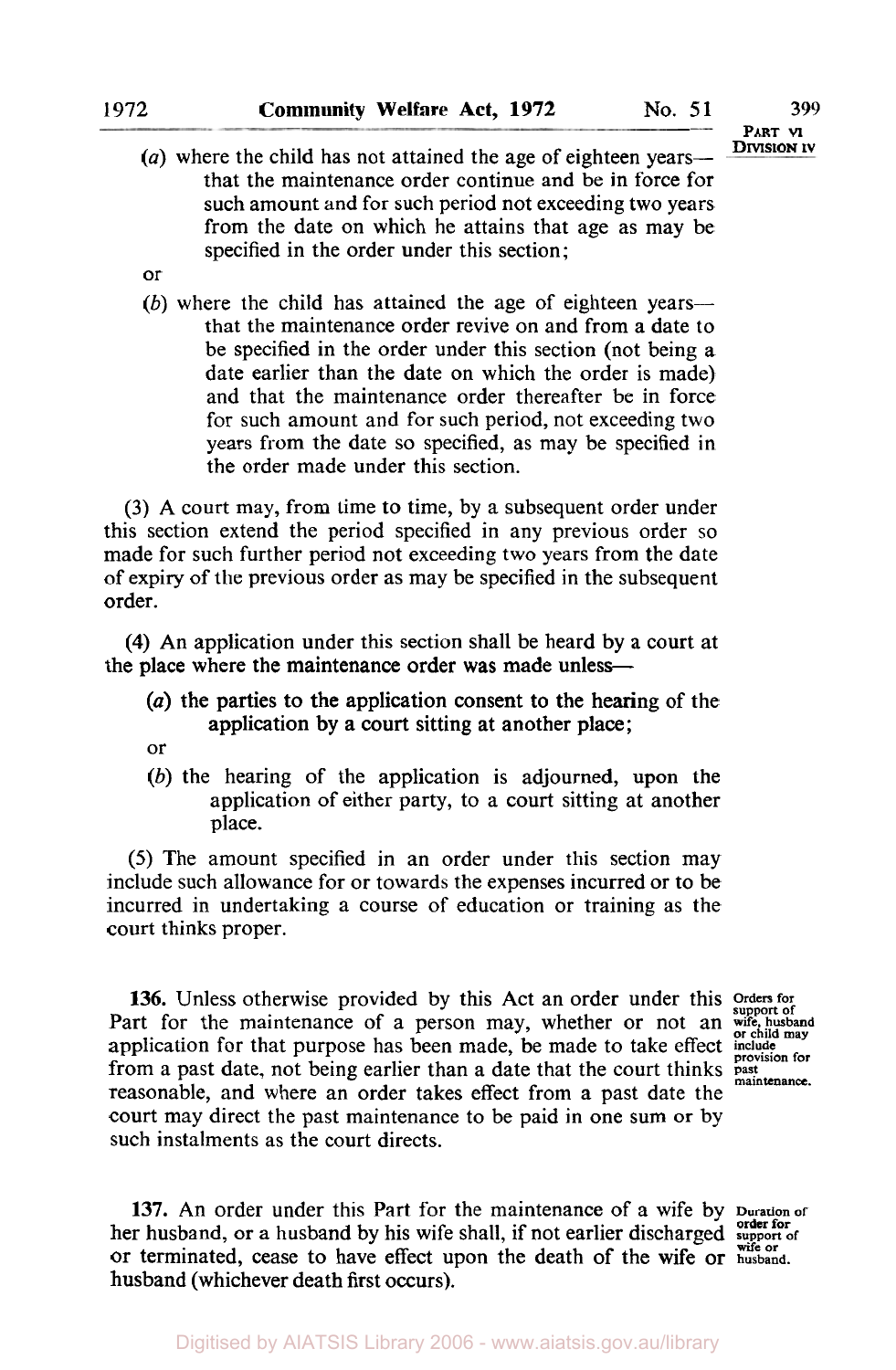(*a*) where the child has not attained the age of eighteen years—that the maintenance order continue and be in force for such amount and for such period not exceeding two years from the date on which he attains that age as may be specified in the order under this section;

or

(*b*) where the child has attained the age of eighteen years—that the maintenance order revive on and from a date to be specified in the order under this section (not being a date earlier than the date on which the order is made) and that the maintenance order thereafter be in force for such amount and for such period, not exceeding two years from the date so specified, as may be specified in the order made under this section.

(3) A court may, from time to time, by a subsequent order under this section extend the period specified in any previous order so made for such further period not exceeding two years from the date of expiry of the previous order as may be specified in the subsequent order.

(4) An application under this section shall be heard by a court at the place where the maintenance order was made unless—

(*a*) the parties to the application consent to the hearing of the application by a court sitting at another place;

or

(*b*) the hearing of the application is adjourned, upon the application of either party, to a court sitting at another place.

(5) The amount specified in an order under this section may include such allowance for or towards the expenses incurred or to be incurred in undertaking a course of education or training as the court thinks proper.

*Orders for support of wife, husband or child may include provision for past maintenance.*

**136.** Unless otherwise provided by this Act an order under this Part for the maintenance of a person may, whether or not an application for that purpose has been made, be made to take effect from a past date, not being earlier than a date that the court thinks reasonable, and where an order takes effect from a past date the court may direct the past maintenance to be paid in one sum or by such instalments as the court directs.

*Duration of order for support of wife or husband.*

**137.** An order under this Part for the maintenance of a wife by her husband, or a husband by his wife shall, if not earlier discharged or terminated, cease to have effect upon the death of the wife or husband (whichever death first occurs).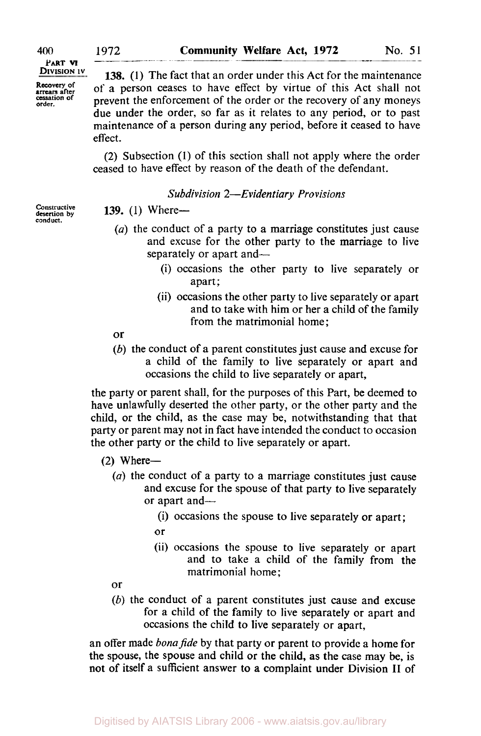**138.** (1) The fact that an order under this Act for the maintenance of a person ceases to have effect by virtue of this Act shall not prevent the enforcement of the order or the recovery of any moneys due under the order, so far as it relates to any period, or to past maintenance of a person during any period, before it ceased to have effect.

Recovery of arrears after cessation of order.

(2) Subsection (1) of this section shall not apply where the order ceased to have effect by reason of the death of the defendant.

*Subdivision 2—Evidentiary Provisions*

Constructive desertion by conduct.

**139.** (1) Where—

(*a*) the conduct of a party to a marriage constitutes just cause and excuse for the other party to the marriage to live separately or apart and—

(i) occasions the other party to live separately or apart;

(ii) occasions the other party to live separately or apart and to take with him or her a child of the family from the matrimonial home;

or

(*b*) the conduct of a parent constitutes just cause and excuse for a child of the family to live separately or apart and occasions the child to live separately or apart,

the party or parent shall, for the purposes of this Part, be deemed to have unlawfully deserted the other party, or the other party and the child, or the child, as the case may be, notwithstanding that that party or parent may not in fact have intended the conduct to occasion the other party or the child to live separately or apart.

(2) Where—

(*a*) the conduct of a party to a marriage constitutes just cause and excuse for the spouse of that party to live separately or apart and—

(i) occasions the spouse to live separately or apart;

or

(ii) occasions the spouse to live separately or apart and to take a child of the family from the matrimonial home;

or

(*b*) the conduct of a parent constitutes just cause and excuse for a child of the family to live separately or apart and occasions the child to live separately or apart,

an offer made *bona fide* by that party or parent to provide a home for the spouse, the spouse and child or the child, as the case may be, is not of itself a sufficient answer to a complaint under Division II of